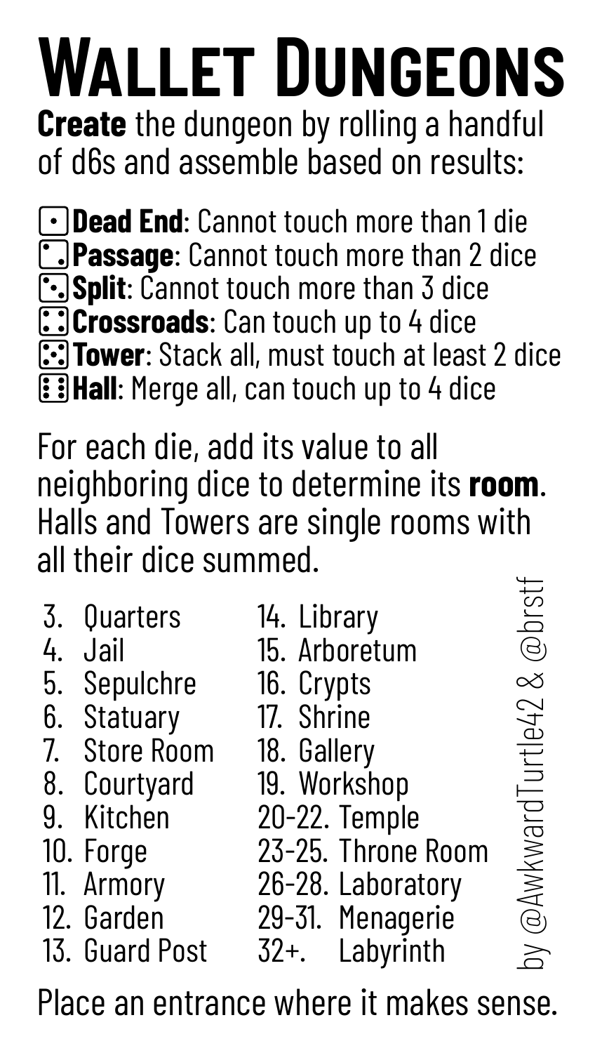# Wallet Dungeons

**Create** the dungeon by rolling a handful of d6s and assemble based on results:

- ⚀ **Dead End**: Cannot touch more than 1 die
- ⚁ **Passage**: Cannot touch more than 2 dice
- ⚂ **Split**: Cannot touch more than 3 dice
- ⚃ **Crossroads**: Can touch up to 4 dice
- ⚄ **Tower**: Stack all, must touch at least 2 dice
- ⚅ **Hall**: Merge all, can touch up to 4 dice

For each die, add its value to all neighboring dice to determine its **room**. Halls and Towers are single rooms with all their dice summed.

3. Quarters
4. Jail
5. Sepulchre
6. Statuary
7. Store Room
8. Courtyard
9. Kitchen
10. Forge
11. Armory
12. Garden
13. Guard Post
14. Library
15. Arboretum
16. Crypts
17. Shrine
18. Gallery
19. Workshop

- 20-22. Temple
- 23-25. Throne Room
- 26-28. Laboratory
- 29-31. Menagerie
- 32+. Labyrinth

Place an entrance where it makes sense.

by @AwkwardTurtle42 & @brstf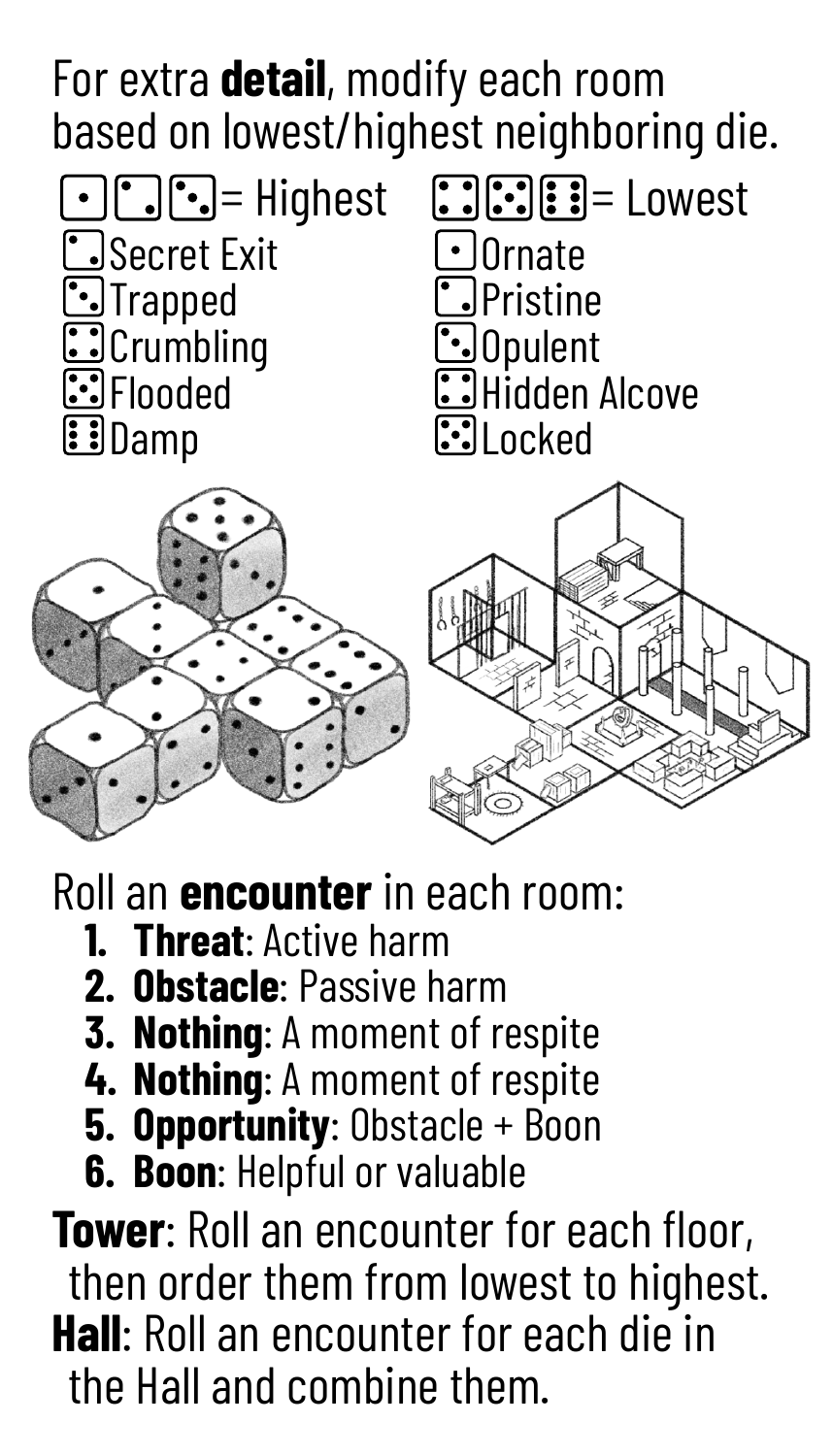For extra **detail**, modify each room based on lowest/highest neighboring die.

| ⚀⚁⚂ = Highest | ⚃⚄⚅ = Lowest |
|---|---|
| ⚁ Secret Exit | ⚀ Ornate |
| ⚂ Trapped | ⚁ Pristine |
| ⚃ Crumbling | ⚂ Opulent |
| ⚄ Flooded | ⚃ Hidden Alcove |
| ⚅ Damp | ⚄ Locked |

Roll an **encounter** in each room:

1. **Threat**: Active harm
2. **Obstacle**: Passive harm
3. **Nothing**: A moment of respite
4. **Nothing**: A moment of respite
5. **Opportunity**: Obstacle + Boon
6. **Boon**: Helpful or valuable

**Tower**: Roll an encounter for each floor, then order them from lowest to highest.

**Hall**: Roll an encounter for each die in the Hall and combine them.